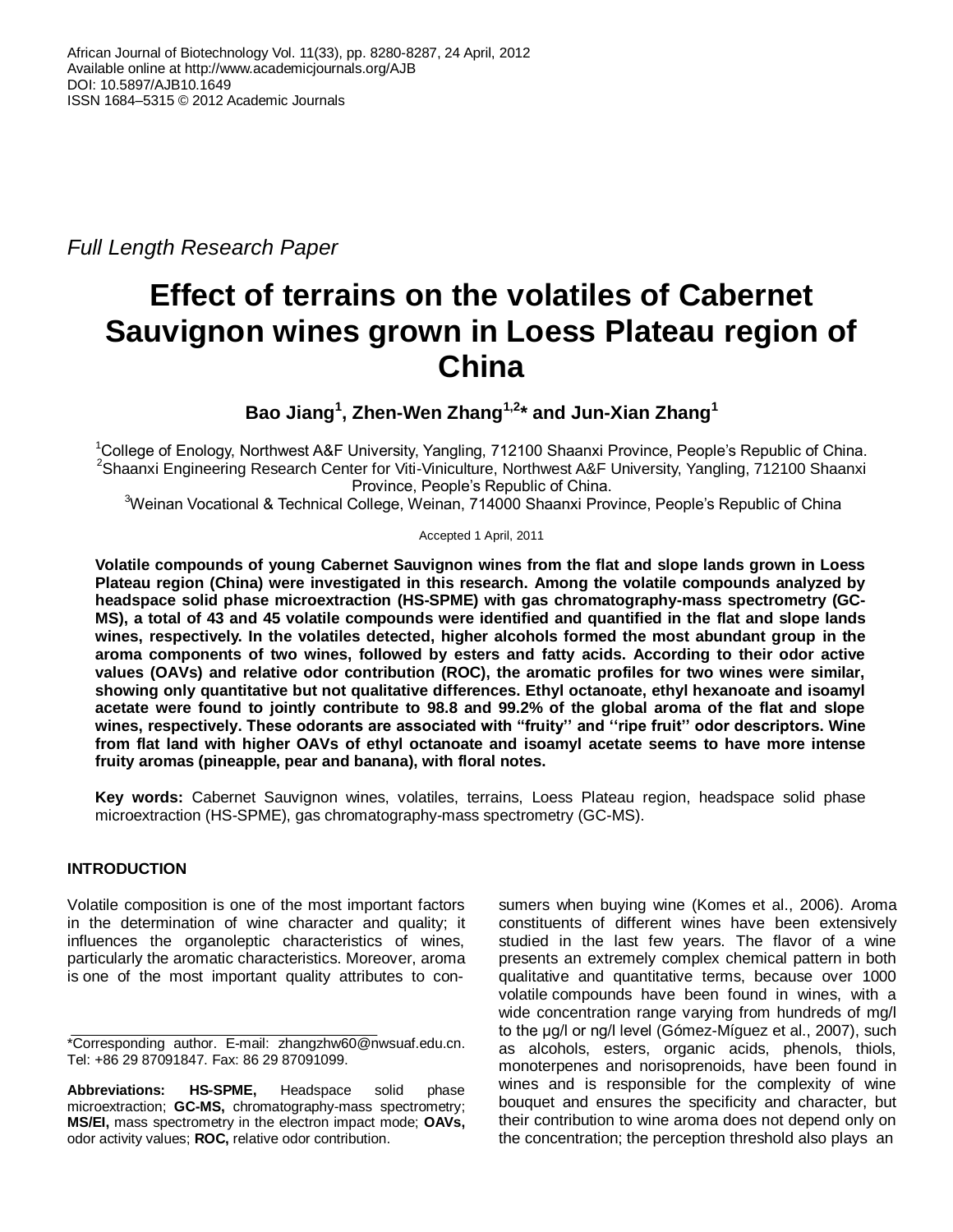African Journal of Biotechnology Vol. 11(33), pp. 8280-8287, 24 April, 2012
Available online at http://www.academicjournals.org/AJB
DOI: 10.5897/AJB10.1649
ISSN 1684–5315 © 2012 Academic Journals

*Full Length Research Paper*

# Effect of terrains on the volatiles of Cabernet Sauvignon wines grown in Loess Plateau region of China

**Bao Jiang[1], Zhen-Wen Zhang[1,2]* and Jun-Xian Zhang[1]**

[1]College of Enology, Northwest A&F University, Yangling, 712100 Shaanxi Province, People's Republic of China.
[2]Shaanxi Engineering Research Center for Viti-Viniculture, Northwest A&F University, Yangling, 712100 Shaanxi Province, People's Republic of China.
[3]Weinan Vocational & Technical College, Weinan, 714000 Shaanxi Province, People's Republic of China

Accepted 1 April, 2011

**Volatile compounds of young Cabernet Sauvignon wines from the flat and slope lands grown in Loess Plateau region (China) were investigated in this research. Among the volatile compounds analyzed by headspace solid phase microextraction (HS-SPME) with gas chromatography-mass spectrometry (GC-MS), a total of 43 and 45 volatile compounds were identified and quantified in the flat and slope lands wines, respectively. In the volatiles detected, higher alcohols formed the most abundant group in the aroma components of two wines, followed by esters and fatty acids. According to their odor active values (OAVs) and relative odor contribution (ROC), the aromatic profiles for two wines were similar, showing only quantitative but not qualitative differences. Ethyl octanoate, ethyl hexanoate and isoamyl acetate were found to jointly contribute to 98.8 and 99.2% of the global aroma of the flat and slope wines, respectively. These odorants are associated with "fruity" and ''ripe fruit'' odor descriptors. Wine from flat land with higher OAVs of ethyl octanoate and isoamyl acetate seems to have more intense fruity aromas (pineapple, pear and banana), with floral notes.**

**Key words:** Cabernet Sauvignon wines, volatiles, terrains, Loess Plateau region, headspace solid phase microextraction (HS-SPME), gas chromatography-mass spectrometry (GC-MS).

## INTRODUCTION

Volatile composition is one of the most important factors in the determination of wine character and quality; it influences the organoleptic characteristics of wines, particularly the aromatic characteristics. Moreover, aroma is one of the most important quality attributes to consumers when buying wine (Komes et al., 2006). Aroma constituents of different wines have been extensively studied in the last few years. The flavor of a wine presents an extremely complex chemical pattern in both qualitative and quantitative terms, because over 1000 volatile compounds have been found in wines, with a wide concentration range varying from hundreds of mg/l to the µg/l or ng/l level (Gómez-Míguez et al., 2007), such as alcohols, esters, organic acids, phenols, thiols, monoterpenes and norisoprenoids, have been found in wines and is responsible for the complexity of wine bouquet and ensures the specificity and character, but their contribution to wine aroma does not depend only on the concentration; the perception threshold also plays an

*Corresponding author. E-mail: zhangzhw60@nwsuaf.edu.cn. Tel: +86 29 87091847. Fax: 86 29 87091099.

**Abbreviations: HS-SPME,** Headspace solid phase microextraction; **GC-MS,** chromatography-mass spectrometry; **MS/EI,** mass spectrometry in the electron impact mode; **OAVs,** odor activity values; **ROC,** relative odor contribution.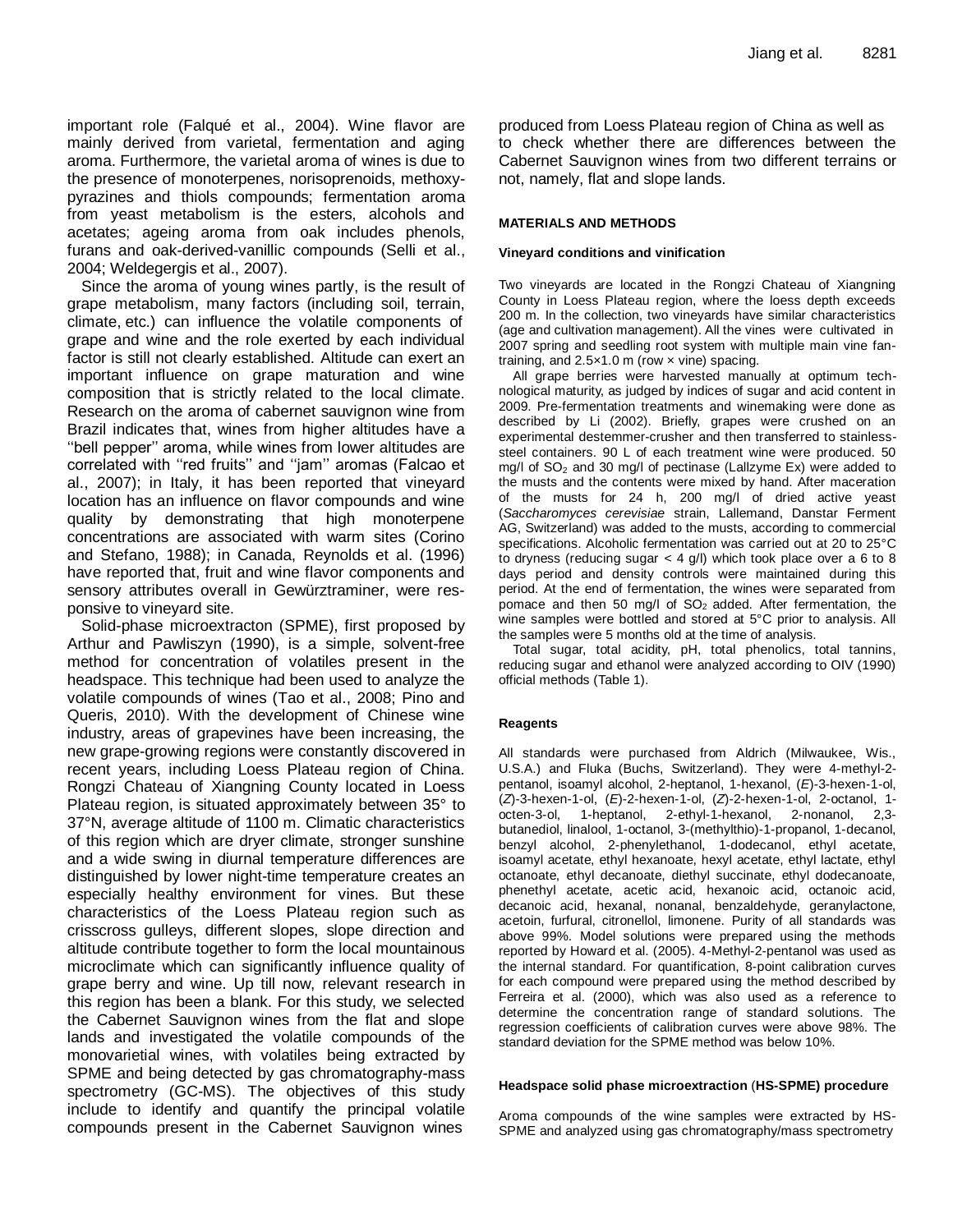important role (Falqué et al., 2004). Wine flavor are mainly derived from varietal, fermentation and aging aroma. Furthermore, the varietal aroma of wines is due to the presence of monoterpenes, norisoprenoids, methoxy-pyrazines and thiols compounds; fermentation aroma from yeast metabolism is the esters, alcohols and acetates; ageing aroma from oak includes phenols, furans and oak-derived-vanillic compounds (Selli et al., 2004; Weldegergis et al., 2007).

Since the aroma of young wines partly, is the result of grape metabolism, many factors (including soil, terrain, climate, etc.) can influence the volatile components of grape and wine and the role exerted by each individual factor is still not clearly established. Altitude can exert an important influence on grape maturation and wine composition that is strictly related to the local climate. Research on the aroma of cabernet sauvignon wine from Brazil indicates that, wines from higher altitudes have a ''bell pepper'' aroma, while wines from lower altitudes are correlated with ''red fruits'' and ''jam'' aromas (Falcao et al., 2007); in Italy, it has been reported that vineyard location has an influence on flavor compounds and wine quality by demonstrating that high monoterpene concentrations are associated with warm sites (Corino and Stefano, 1988); in Canada, Reynolds et al. (1996) have reported that, fruit and wine flavor components and sensory attributes overall in Gewürztraminer, were responsive to vineyard site.

Solid-phase microextracton (SPME), first proposed by Arthur and Pawliszyn (1990), is a simple, solvent-free method for concentration of volatiles present in the headspace. This technique had been used to analyze the volatile compounds of wines (Tao et al., 2008; Pino and Queris, 2010). With the development of Chinese wine industry, areas of grapevines have been increasing, the new grape-growing regions were constantly discovered in recent years, including Loess Plateau region of China. Rongzi Chateau of Xiangning County located in Loess Plateau region, is situated approximately between 35° to 37°N, average altitude of 1100 m. Climatic characteristics of this region which are dryer climate, stronger sunshine and a wide swing in diurnal temperature differences are distinguished by lower night-time temperature creates an especially healthy environment for vines. But these characteristics of the Loess Plateau region such as crisscross gulleys, different slopes, slope direction and altitude contribute together to form the local mountainous microclimate which can significantly influence quality of grape berry and wine. Up till now, relevant research in this region has been a blank. For this study, we selected the Cabernet Sauvignon wines from the flat and slope lands and investigated the volatile compounds of the monovarietial wines, with volatiles being extracted by SPME and being detected by gas chromatography-mass spectrometry (GC-MS). The objectives of this study include to identify and quantify the principal volatile compounds present in the Cabernet Sauvignon wines produced from Loess Plateau region of China as well as to check whether there are differences between the Cabernet Sauvignon wines from two different terrains or not, namely, flat and slope lands.

## MATERIALS AND METHODS

### Vineyard conditions and vinification

Two vineyards are located in the Rongzi Chateau of Xiangning County in Loess Plateau region, where the loess depth exceeds 200 m. In the collection, two vineyards have similar characteristics (age and cultivation management). All the vines were cultivated in 2007 spring and seedling root system with multiple main vine fan-training, and 2.5×1.0 m (row × vine) spacing.

All grape berries were harvested manually at optimum technological maturity, as judged by indices of sugar and acid content in 2009. Pre-fermentation treatments and winemaking were done as described by Li (2002). Briefly, grapes were crushed on an experimental destemmer-crusher and then transferred to stainless-steel containers. 90 L of each treatment wine were produced. 50 mg/l of $SO_2$ and 30 mg/l of pectinase (Lallzyme Ex) were added to the musts and the contents were mixed by hand. After maceration of the musts for 24 h, 200 mg/l of dried active yeast (*Saccharomyces cerevisiae* strain, Lallemand, Danstar Ferment AG, Switzerland) was added to the musts, according to commercial specifications. Alcoholic fermentation was carried out at 20 to 25°C to dryness (reducing sugar < 4 g/l) which took place over a 6 to 8 days period and density controls were maintained during this period. At the end of fermentation, the wines were separated from pomace and then 50 mg/l of $SO_2$ added. After fermentation, the wine samples were bottled and stored at 5°C prior to analysis. All the samples were 5 months old at the time of analysis.

Total sugar, total acidity, pH, total phenolics, total tannins, reducing sugar and ethanol were analyzed according to OIV (1990) official methods (Table 1).

### Reagents

All standards were purchased from Aldrich (Milwaukee, Wis., U.S.A.) and Fluka (Buchs, Switzerland). They were 4-methyl-2-pentanol, isoamyl alcohol, 2-heptanol, 1-hexanol, (*E*)-3-hexen-1-ol, (*Z*)-3-hexen-1-ol, (*E*)-2-hexen-1-ol, (*Z*)-2-hexen-1-ol, 2-octanol, 1-octen-3-ol, 1-heptanol, 2-ethyl-1-hexanol, 2-nonanol, 2,3-butanediol, linalool, 1-octanol, 3-(methylthio)-1-propanol, 1-decanol, benzyl alcohol, 2-phenylethanol, 1-dodecanol, ethyl acetate, isoamyl acetate, ethyl hexanoate, hexyl acetate, ethyl lactate, ethyl octanoate, ethyl decanoate, diethyl succinate, ethyl dodecanoate, phenethyl acetate, acetic acid, hexanoic acid, octanoic acid, decanoic acid, hexanal, nonanal, benzaldehyde, geranylactone, acetoin, furfural, citronellol, limonene. Purity of all standards was above 99%. Model solutions were prepared using the methods reported by Howard et al. (2005). 4-Methyl-2-pentanol was used as the internal standard. For quantification, 8-point calibration curves for each compound were prepared using the method described by Ferreira et al. (2000), which was also used as a reference to determine the concentration range of standard solutions. The regression coefficients of calibration curves were above 98%. The standard deviation for the SPME method was below 10%.

### Headspace solid phase microextraction (HS-SPME) procedure

Aroma compounds of the wine samples were extracted by HS-SPME and analyzed using gas chromatography/mass spectrometry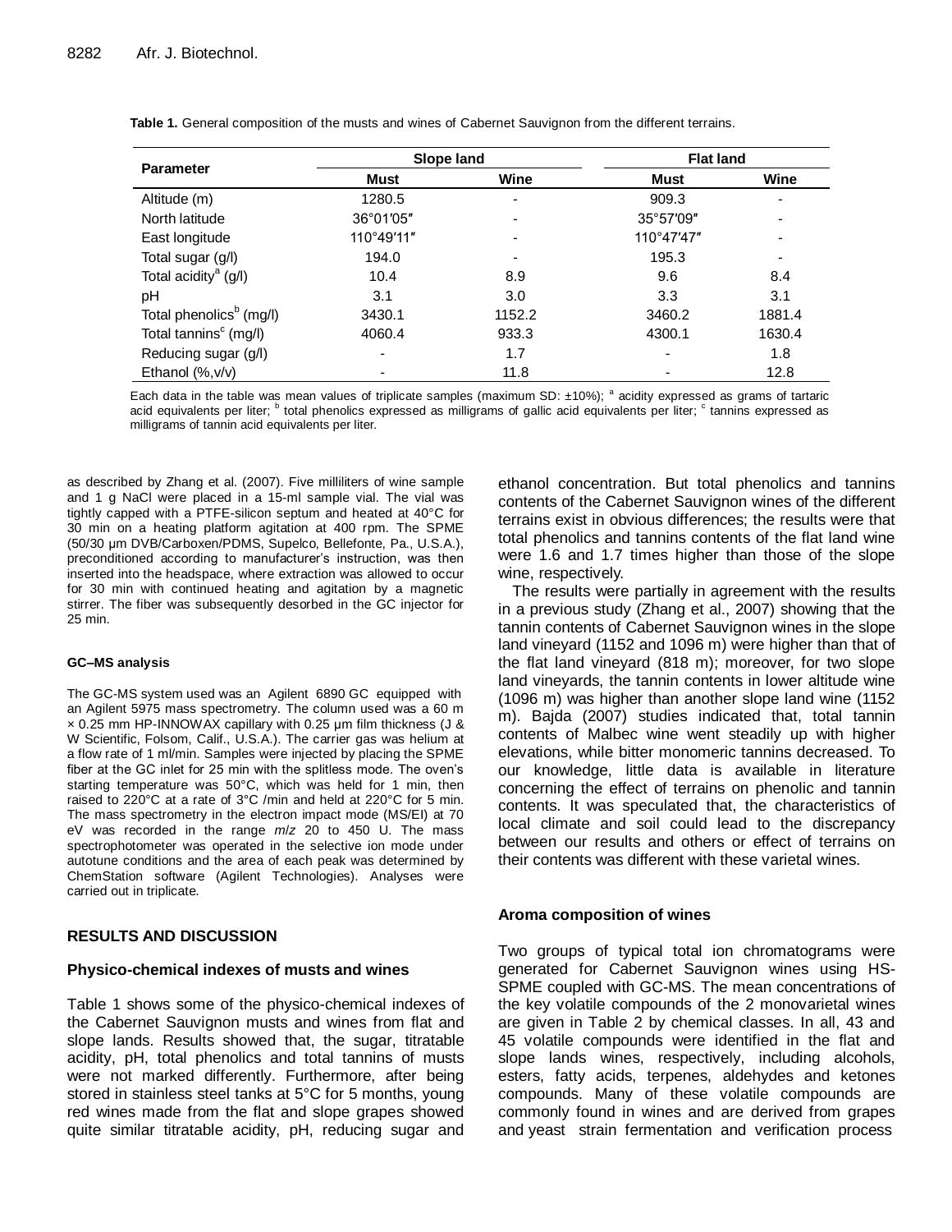**Table 1.** General composition of the musts and wines of Cabernet Sauvignon from the different terrains.

| Parameter | Slope land | | Flat land | |
|---|---|---|---|---|
| | Must | Wine | Must | Wine |
| Altitude (m) | 1280.5 | - | 909.3 | - |
| North latitude | 36°01′05″ | - | 35°57′09″ | - |
| East longitude | 110°49′11″ | - | 110°47′47″ | - |
| Total sugar (g/l) | 194.0 | - | 195.3 | - |
| Total acidity[a] (g/l) | 10.4 | 8.9 | 9.6 | 8.4 |
| pH | 3.1 | 3.0 | 3.3 | 3.1 |
| Total phenolics[b] (mg/l) | 3430.1 | 1152.2 | 3460.2 | 1881.4 |
| Total tannins[c] (mg/l) | 4060.4 | 933.3 | 4300.1 | 1630.4 |
| Reducing sugar (g/l) | - | 1.7 | - | 1.8 |
| Ethanol (%,v/v) | - | 11.8 | - | 12.8 |

Each data in the table was mean values of triplicate samples (maximum SD: ±10%); [a] acidity expressed as grams of tartaric acid equivalents per liter; [b] total phenolics expressed as milligrams of gallic acid equivalents per liter; [c] tannins expressed as milligrams of tannin acid equivalents per liter.

as described by Zhang et al. (2007). Five milliliters of wine sample and 1 g NaCl were placed in a 15-ml sample vial. The vial was tightly capped with a PTFE-silicon septum and heated at 40°C for 30 min on a heating platform agitation at 400 rpm. The SPME (50/30 μm DVB/Carboxen/PDMS, Supelco, Bellefonte, Pa., U.S.A.), preconditioned according to manufacturer's instruction, was then inserted into the headspace, where extraction was allowed to occur for 30 min with continued heating and agitation by a magnetic stirrer. The fiber was subsequently desorbed in the GC injector for 25 min.

#### GC–MS analysis

The GC-MS system used was an Agilent 6890 GC equipped with an Agilent 5975 mass spectrometry. The column used was a 60 m × 0.25 mm HP-INNOWAX capillary with 0.25 μm film thickness (J & W Scientific, Folsom, Calif., U.S.A.). The carrier gas was helium at a flow rate of 1 ml/min. Samples were injected by placing the SPME fiber at the GC inlet for 25 min with the splitless mode. The oven's starting temperature was 50°C, which was held for 1 min, then raised to 220°C at a rate of 3°C /min and held at 220°C for 5 min. The mass spectrometry in the electron impact mode (MS/EI) at 70 eV was recorded in the range *m/z* 20 to 450 U. The mass spectrophotometer was operated in the selective ion mode under autotune conditions and the area of each peak was determined by ChemStation software (Agilent Technologies). Analyses were carried out in triplicate.

## RESULTS AND DISCUSSION

### Physico-chemical indexes of musts and wines

Table 1 shows some of the physico-chemical indexes of the Cabernet Sauvignon musts and wines from flat and slope lands. Results showed that, the sugar, titratable acidity, pH, total phenolics and total tannins of musts were not marked differently. Furthermore, after being stored in stainless steel tanks at 5°C for 5 months, young red wines made from the flat and slope grapes showed quite similar titratable acidity, pH, reducing sugar and ethanol concentration. But total phenolics and tannins contents of the Cabernet Sauvignon wines of the different terrains exist in obvious differences; the results were that total phenolics and tannins contents of the flat land wine were 1.6 and 1.7 times higher than those of the slope wine, respectively.

The results were partially in agreement with the results in a previous study (Zhang et al., 2007) showing that the tannin contents of Cabernet Sauvignon wines in the slope land vineyard (1152 and 1096 m) were higher than that of the flat land vineyard (818 m); moreover, for two slope land vineyards, the tannin contents in lower altitude wine (1096 m) was higher than another slope land wine (1152 m). Bajda (2007) studies indicated that, total tannin contents of Malbec wine went steadily up with higher elevations, while bitter monomeric tannins decreased. To our knowledge, little data is available in literature concerning the effect of terrains on phenolic and tannin contents. It was speculated that, the characteristics of local climate and soil could lead to the discrepancy between our results and others or effect of terrains on their contents was different with these varietal wines.

### Aroma composition of wines

Two groups of typical total ion chromatograms were generated for Cabernet Sauvignon wines using HS-SPME coupled with GC-MS. The mean concentrations of the key volatile compounds of the 2 monovarietal wines are given in Table 2 by chemical classes. In all, 43 and 45 volatile compounds were identified in the flat and slope lands wines, respectively, including alcohols, esters, fatty acids, terpenes, aldehydes and ketones compounds. Many of these volatile compounds are commonly found in wines and are derived from grapes and yeast strain fermentation and verification process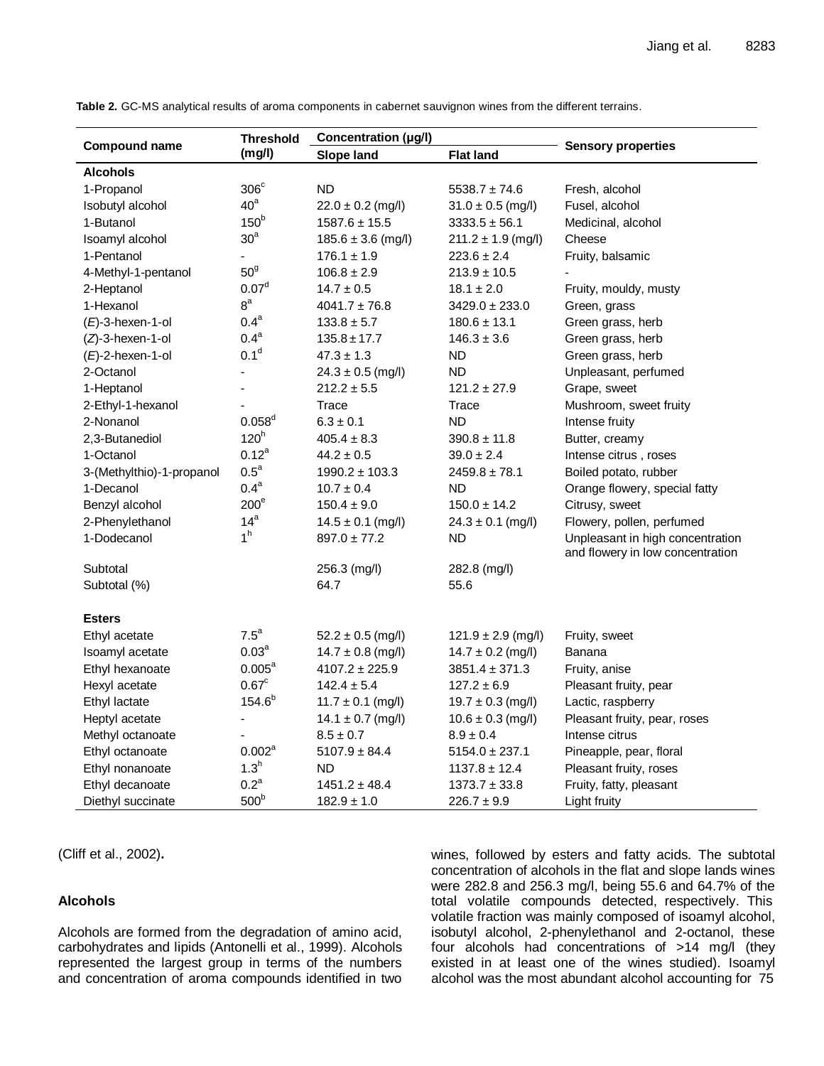**Table 2.** GC-MS analytical results of aroma components in cabernet sauvignon wines from the different terrains.

| Compound name | Threshold (mg/l) | Concentration (μg/l) | | Sensory properties |
|---|---|---|---|---|
| | | Slope land | Flat land | |
| **Alcohols** | | | | |
| 1-Propanol | 306[c] | ND | 5538.7 ± 74.6 | Fresh, alcohol |
| Isobutyl alcohol | 40[a] | 22.0 ± 0.2 (mg/l) | 31.0 ± 0.5 (mg/l) | Fusel, alcohol |
| 1-Butanol | 150[b] | 1587.6 ± 15.5 | 3333.5 ± 56.1 | Medicinal, alcohol |
| Isoamyl alcohol | 30[a] | 185.6 ± 3.6 (mg/l) | 211.2 ± 1.9 (mg/l) | Cheese |
| 1-Pentanol | - | 176.1 ± 1.9 | 223.6 ± 2.4 | Fruity, balsamic |
| 4-Methyl-1-pentanol | 50[g] | 106.8 ± 2.9 | 213.9 ± 10.5 | - |
| 2-Heptanol | 0.07[d] | 14.7 ± 0.5 | 18.1 ± 2.0 | Fruity, mouldy, musty |
| 1-Hexanol | 8[a] | 4041.7 ± 76.8 | 3429.0 ± 233.0 | Green, grass |
| (*E*)-3-hexen-1-ol | 0.4[a] | 133.8 ± 5.7 | 180.6 ± 13.1 | Green grass, herb |
| (*Z*)-3-hexen-1-ol | 0.4[a] | 135.8 ± 17.7 | 146.3 ± 3.6 | Green grass, herb |
| (*E*)-2-hexen-1-ol | 0.1[d] | 47.3 ± 1.3 | ND | Green grass, herb |
| 2-Octanol | - | 24.3 ± 0.5 (mg/l) | ND | Unpleasant, perfumed |
| 1-Heptanol | - | 212.2 ± 5.5 | 121.2 ± 27.9 | Grape, sweet |
| 2-Ethyl-1-hexanol | - | Trace | Trace | Mushroom, sweet fruity |
| 2-Nonanol | 0.058[d] | 6.3 ± 0.1 | ND | Intense fruity |
| 2,3-Butanediol | 120[h] | 405.4 ± 8.3 | 390.8 ± 11.8 | Butter, creamy |
| 1-Octanol | 0.12[a] | 44.2 ± 0.5 | 39.0 ± 2.4 | Intense citrus , roses |
| 3-(Methylthio)-1-propanol | 0.5[a] | 1990.2 ± 103.3 | 2459.8 ± 78.1 | Boiled potato, rubber |
| 1-Decanol | 0.4[a] | 10.7 ± 0.4 | ND | Orange flowery, special fatty |
| Benzyl alcohol | 200[e] | 150.4 ± 9.0 | 150.0 ± 14.2 | Citrusy, sweet |
| 2-Phenylethanol | 14[a] | 14.5 ± 0.1 (mg/l) | 24.3 ± 0.1 (mg/l) | Flowery, pollen, perfumed |
| 1-Dodecanol | 1[h] | 897.0 ± 77.2 | ND | Unpleasant in high concentration and flowery in low concentration |
| Subtotal | | 256.3 (mg/l) | 282.8 (mg/l) | |
| Subtotal (%) | | 64.7 | 55.6 | |
| **Esters** | | | | |
| Ethyl acetate | 7.5[a] | 52.2 ± 0.5 (mg/l) | 121.9 ± 2.9 (mg/l) | Fruity, sweet |
| Isoamyl acetate | 0.03[a] | 14.7 ± 0.8 (mg/l) | 14.7 ± 0.2 (mg/l) | Banana |
| Ethyl hexanoate | 0.005[a] | 4107.2 ± 225.9 | 3851.4 ± 371.3 | Fruity, anise |
| Hexyl acetate | 0.67[c] | 142.4 ± 5.4 | 127.2 ± 6.9 | Pleasant fruity, pear |
| Ethyl lactate | 154.6[b] | 11.7 ± 0.1 (mg/l) | 19.7 ± 0.3 (mg/l) | Lactic, raspberry |
| Heptyl acetate | - | 14.1 ± 0.7 (mg/l) | 10.6 ± 0.3 (mg/l) | Pleasant fruity, pear, roses |
| Methyl octanoate | - | 8.5 ± 0.7 | 8.9 ± 0.4 | Intense citrus |
| Ethyl octanoate | 0.002[a] | 5107.9 ± 84.4 | 5154.0 ± 237.1 | Pineapple, pear, floral |
| Ethyl nonanoate | 1.3[h] | ND | 1137.8 ± 12.4 | Pleasant fruity, roses |
| Ethyl decanoate | 0.2[a] | 1451.2 ± 48.4 | 1373.7 ± 33.8 | Fruity, fatty, pleasant |
| Diethyl succinate | 500[b] | 182.9 ± 1.0 | 226.7 ± 9.9 | Light fruity |

(Cliff et al., 2002)**.**

## Alcohols

Alcohols are formed from the degradation of amino acid, carbohydrates and lipids (Antonelli et al., 1999). Alcohols represented the largest group in terms of the numbers and concentration of aroma compounds identified in two wines, followed by esters and fatty acids. The subtotal concentration of alcohols in the flat and slope lands wines were 282.8 and 256.3 mg/l, being 55.6 and 64.7% of the total volatile compounds detected, respectively. This volatile fraction was mainly composed of isoamyl alcohol, isobutyl alcohol, 2-phenylethanol and 2-octanol, these four alcohols had concentrations of >14 mg/l (they existed in at least one of the wines studied). Isoamyl alcohol was the most abundant alcohol accounting for 75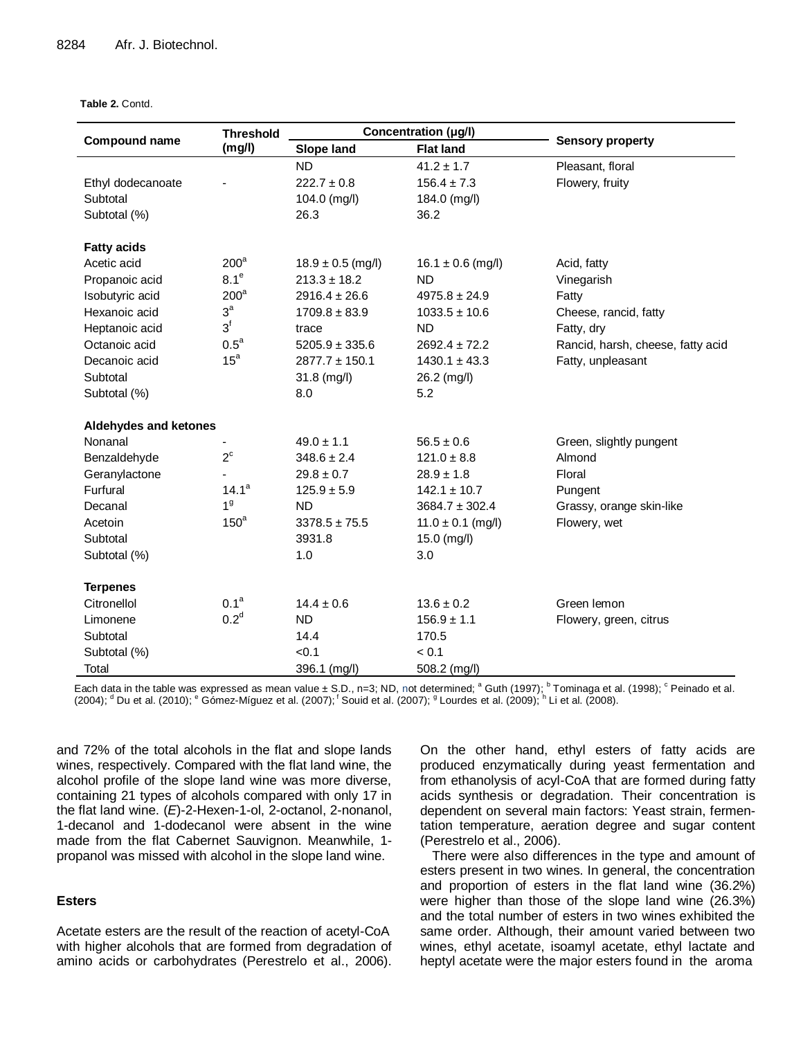**Table 2.** Contd.

| Compound name | Threshold (mg/l) | Concentration (μg/l) | | Sensory property |
|---|---|---|---|---|
| | | Slope land | Flat land | |
| | | ND | 41.2 ± 1.7 | Pleasant, floral |
| Ethyl dodecanoate | - | 222.7 ± 0.8 | 156.4 ± 7.3 | Flowery, fruity |
| Subtotal | | 104.0 (mg/l) | 184.0 (mg/l) | |
| Subtotal (%) | | 26.3 | 36.2 | |
| **Fatty acids** | | | | |
| Acetic acid | 200[a] | 18.9 ± 0.5 (mg/l) | 16.1 ± 0.6 (mg/l) | Acid, fatty |
| Propanoic acid | 8.1[e] | 213.3 ± 18.2 | ND | Vinegarish |
| Isobutyric acid | 200[a] | 2916.4 ± 26.6 | 4975.8 ± 24.9 | Fatty |
| Hexanoic acid | 3[a] | 1709.8 ± 83.9 | 1033.5 ± 10.6 | Cheese, rancid, fatty |
| Heptanoic acid | 3[f] | trace | ND | Fatty, dry |
| Octanoic acid | 0.5[a] | 5205.9 ± 335.6 | 2692.4 ± 72.2 | Rancid, harsh, cheese, fatty acid |
| Decanoic acid | 15[a] | 2877.7 ± 150.1 | 1430.1 ± 43.3 | Fatty, unpleasant |
| Subtotal | | 31.8 (mg/l) | 26.2 (mg/l) | |
| Subtotal (%) | | 8.0 | 5.2 | |
| **Aldehydes and ketones** | | | | |
| Nonanal | - | 49.0 ± 1.1 | 56.5 ± 0.6 | Green, slightly pungent |
| Benzaldehyde | 2[c] | 348.6 ± 2.4 | 121.0 ± 8.8 | Almond |
| Geranylactone | - | 29.8 ± 0.7 | 28.9 ± 1.8 | Floral |
| Furfural | 14.1[a] | 125.9 ± 5.9 | 142.1 ± 10.7 | Pungent |
| Decanal | 1[g] | ND | 3684.7 ± 302.4 | Grassy, orange skin-like |
| Acetoin | 150[a] | 3378.5 ± 75.5 | 11.0 ± 0.1 (mg/l) | Flowery, wet |
| Subtotal | | 3931.8 | 15.0 (mg/l) | |
| Subtotal (%) | | 1.0 | 3.0 | |
| **Terpenes** | | | | |
| Citronellol | 0.1[a] | 14.4 ± 0.6 | 13.6 ± 0.2 | Green lemon |
| Limonene | 0.2[d] | ND | 156.9 ± 1.1 | Flowery, green, citrus |
| Subtotal | | 14.4 | 170.5 | |
| Subtotal (%) | | <0.1 | < 0.1 | |
| Total | | 396.1 (mg/l) | 508.2 (mg/l) | |

Each data in the table was expressed as mean value ± S.D., n=3; ND, not determined; [a] Guth (1997); [b] Tominaga et al. (1998); [c] Peinado et al. (2004); [d] Du et al. (2010); [e] Gómez-Míguez et al. (2007); [f] Souid et al. (2007); [g] Lourdes et al. (2009); [h] Li et al. (2008).

and 72% of the total alcohols in the flat and slope lands wines, respectively. Compared with the flat land wine, the alcohol profile of the slope land wine was more diverse, containing 21 types of alcohols compared with only 17 in the flat land wine. (*E*)-2-Hexen-1-ol, 2-octanol, 2-nonanol, 1-decanol and 1-dodecanol were absent in the wine made from the flat Cabernet Sauvignon. Meanwhile, 1-propanol was missed with alcohol in the slope land wine.

### Esters

Acetate esters are the result of the reaction of acetyl-CoA with higher alcohols that are formed from degradation of amino acids or carbohydrates (Perestrelo et al., 2006). On the other hand, ethyl esters of fatty acids are produced enzymatically during yeast fermentation and from ethanolysis of acyl-CoA that are formed during fatty acids synthesis or degradation. Their concentration is dependent on several main factors: Yeast strain, fermentation temperature, aeration degree and sugar content (Perestrelo et al., 2006).

There were also differences in the type and amount of esters present in two wines. In general, the concentration and proportion of esters in the flat land wine (36.2%) were higher than those of the slope land wine (26.3%) and the total number of esters in two wines exhibited the same order. Although, their amount varied between two wines, ethyl acetate, isoamyl acetate, ethyl lactate and heptyl acetate were the major esters found in the aroma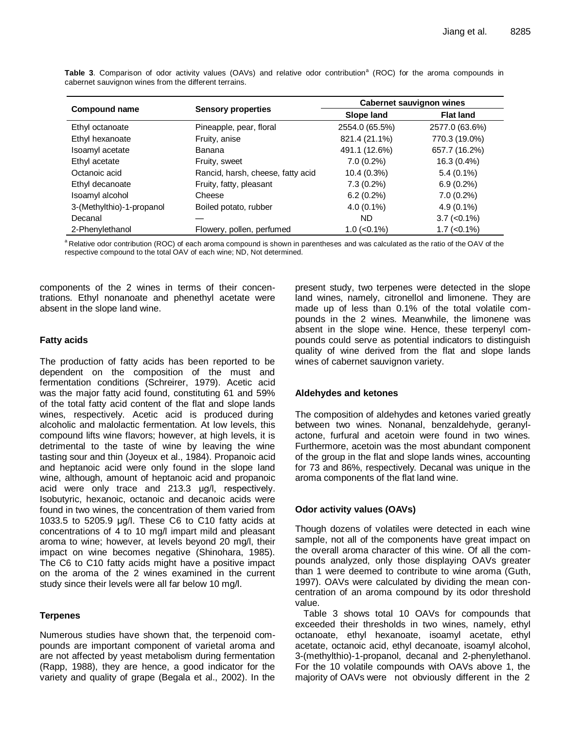**Table 3**. Comparison of odor activity values (OAVs) and relative odor contribution[a] (ROC) for the aroma compounds in cabernet sauvignon wines from the different terrains.

| Compound name | Sensory properties | Cabernet sauvignon wines | |
|---|---|---|---|
| | | Slope land | Flat land |
| Ethyl octanoate | Pineapple, pear, floral | 2554.0 (65.5%) | 2577.0 (63.6%) |
| Ethyl hexanoate | Fruity, anise | 821.4 (21.1%) | 770.3 (19.0%) |
| Isoamyl acetate | Banana | 491.1 (12.6%) | 657.7 (16.2%) |
| Ethyl acetate | Fruity, sweet | 7.0 (0.2%) | 16.3 (0.4%) |
| Octanoic acid | Rancid, harsh, cheese, fatty acid | 10.4 (0.3%) | 5.4 (0.1%) |
| Ethyl decanoate | Fruity, fatty, pleasant | 7.3 (0.2%) | 6.9 (0.2%) |
| Isoamyl alcohol | Cheese | 6.2 (0.2%) | 7.0 (0.2%) |
| 3-(Methylthio)-1-propanol | Boiled potato, rubber | 4.0 (0.1%) | 4.9 (0.1%) |
| Decanal | — | ND | 3.7 (<0.1%) |
| 2-Phenylethanol | Flowery, pollen, perfumed | 1.0 (<0.1%) | 1.7 (<0.1%) |

[a] Relative odor contribution (ROC) of each aroma compound is shown in parentheses and was calculated as the ratio of the OAV of the respective compound to the total OAV of each wine; ND, Not determined.

components of the 2 wines in terms of their concentrations. Ethyl nonanoate and phenethyl acetate were absent in the slope land wine.

### Fatty acids

The production of fatty acids has been reported to be dependent on the composition of the must and fermentation conditions (Schreirer, 1979). Acetic acid was the major fatty acid found, constituting 61 and 59% of the total fatty acid content of the flat and slope lands wines, respectively. Acetic acid is produced during alcoholic and malolactic fermentation. At low levels, this compound lifts wine flavors; however, at high levels, it is detrimental to the taste of wine by leaving the wine tasting sour and thin (Joyeux et al., 1984). Propanoic acid and heptanoic acid were only found in the slope land wine, although, amount of heptanoic acid and propanoic acid were only trace and 213.3 µg/l, respectively. Isobutyric, hexanoic, octanoic and decanoic acids were found in two wines, the concentration of them varied from 1033.5 to 5205.9 µg/l. These C6 to C10 fatty acids at concentrations of 4 to 10 mg/l impart mild and pleasant aroma to wine; however, at levels beyond 20 mg/l, their impact on wine becomes negative (Shinohara, 1985). The C6 to C10 fatty acids might have a positive impact on the aroma of the 2 wines examined in the current study since their levels were all far below 10 mg/l.

### Terpenes

Numerous studies have shown that, the terpenoid compounds are important component of varietal aroma and are not affected by yeast metabolism during fermentation (Rapp, 1988), they are hence, a good indicator for the variety and quality of grape (Begala et al., 2002). In the present study, two terpenes were detected in the slope land wines, namely, citronellol and limonene. They are made up of less than 0.1% of the total volatile compounds in the 2 wines. Meanwhile, the limonene was absent in the slope wine. Hence, these terpenyl compounds could serve as potential indicators to distinguish quality of wine derived from the flat and slope lands wines of cabernet sauvignon variety.

### Aldehydes and ketones

The composition of aldehydes and ketones varied greatly between two wines. Nonanal, benzaldehyde, geranylactone, furfural and acetoin were found in two wines. Furthermore, acetoin was the most abundant component of the group in the flat and slope lands wines, accounting for 73 and 86%, respectively. Decanal was unique in the aroma components of the flat land wine.

### Odor activity values (OAVs)

Though dozens of volatiles were detected in each wine sample, not all of the components have great impact on the overall aroma character of this wine. Of all the compounds analyzed, only those displaying OAVs greater than 1 were deemed to contribute to wine aroma (Guth, 1997). OAVs were calculated by dividing the mean concentration of an aroma compound by its odor threshold value.

Table 3 shows total 10 OAVs for compounds that exceeded their thresholds in two wines, namely, ethyl octanoate, ethyl hexanoate, isoamyl acetate, ethyl acetate, octanoic acid, ethyl decanoate, isoamyl alcohol, 3-(methylthio)-1-propanol, decanal and 2-phenylethanol. For the 10 volatile compounds with OAVs above 1, the majority of OAVs were not obviously different in the 2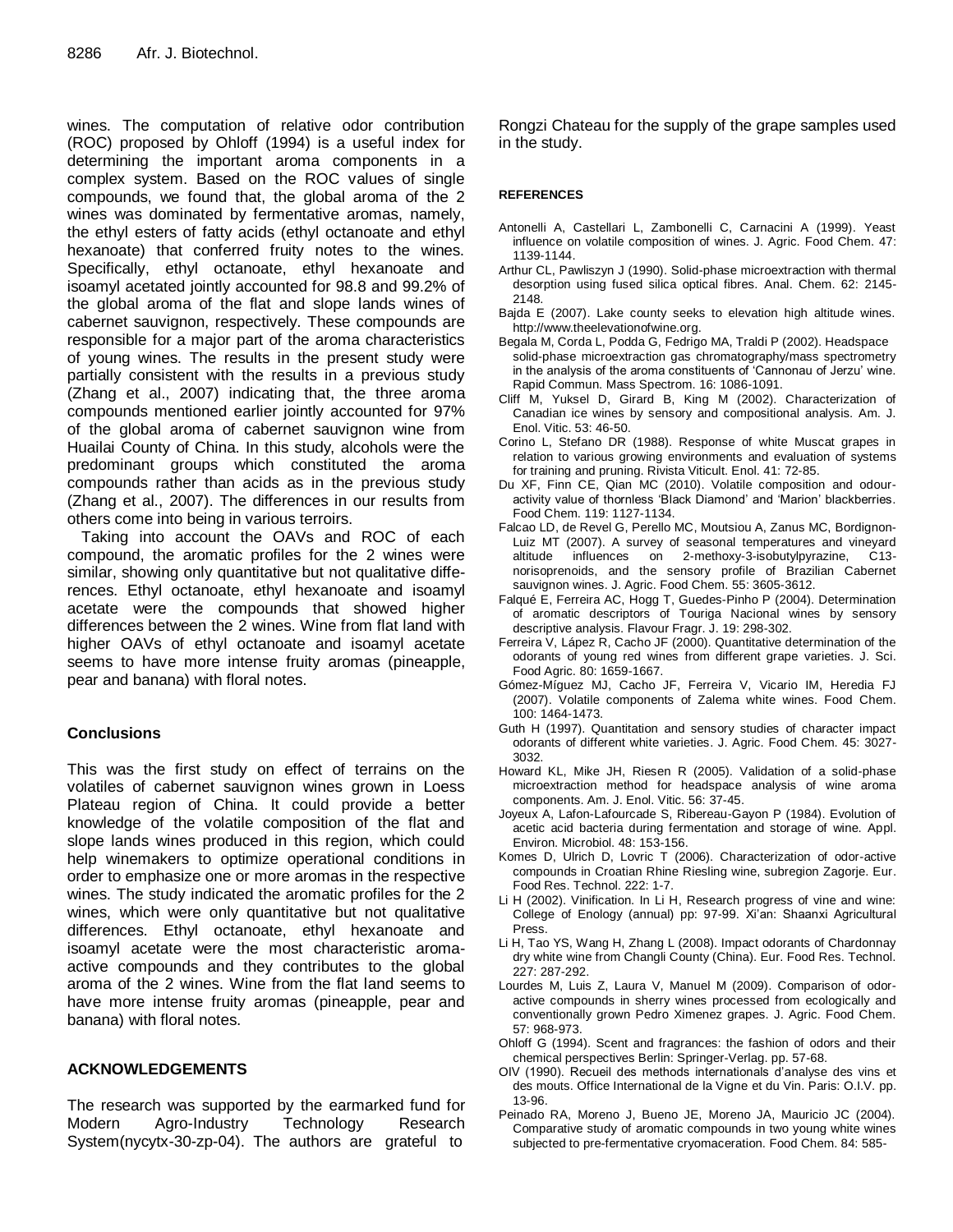wines. The computation of relative odor contribution (ROC) proposed by Ohloff (1994) is a useful index for determining the important aroma components in a complex system. Based on the ROC values of single compounds, we found that, the global aroma of the 2 wines was dominated by fermentative aromas, namely, the ethyl esters of fatty acids (ethyl octanoate and ethyl hexanoate) that conferred fruity notes to the wines. Specifically, ethyl octanoate, ethyl hexanoate and isoamyl acetated jointly accounted for 98.8 and 99.2% of the global aroma of the flat and slope lands wines of cabernet sauvignon, respectively. These compounds are responsible for a major part of the aroma characteristics of young wines. The results in the present study were partially consistent with the results in a previous study (Zhang et al., 2007) indicating that, the three aroma compounds mentioned earlier jointly accounted for 97% of the global aroma of cabernet sauvignon wine from Huailai County of China. In this study, alcohols were the predominant groups which constituted the aroma compounds rather than acids as in the previous study (Zhang et al., 2007). The differences in our results from others come into being in various terroirs.

Taking into account the OAVs and ROC of each compound, the aromatic profiles for the 2 wines were similar, showing only quantitative but not qualitative differences. Ethyl octanoate, ethyl hexanoate and isoamyl acetate were the compounds that showed higher differences between the 2 wines. Wine from flat land with higher OAVs of ethyl octanoate and isoamyl acetate seems to have more intense fruity aromas (pineapple, pear and banana) with floral notes.

## Conclusions

This was the first study on effect of terrains on the volatiles of cabernet sauvignon wines grown in Loess Plateau region of China. It could provide a better knowledge of the volatile composition of the flat and slope lands wines produced in this region, which could help winemakers to optimize operational conditions in order to emphasize one or more aromas in the respective wines. The study indicated the aromatic profiles for the 2 wines, which were only quantitative but not qualitative differences. Ethyl octanoate, ethyl hexanoate and isoamyl acetate were the most characteristic aroma-active compounds and they contributes to the global aroma of the 2 wines. Wine from the flat land seems to have more intense fruity aromas (pineapple, pear and banana) with floral notes.

## ACKNOWLEDGEMENTS

The research was supported by the earmarked fund for Modern Agro-Industry Technology Research System(nycytx-30-zp-04). The authors are grateful to Rongzi Chateau for the supply of the grape samples used in the study.

## REFERENCES

Antonelli A, Castellari L, Zambonelli C, Carnacini A (1999). Yeast influence on volatile composition of wines. J. Agric. Food Chem. 47: 1139-1144.

Arthur CL, Pawliszyn J (1990). Solid-phase microextraction with thermal desorption using fused silica optical fibres. Anal. Chem. 62: 2145-2148.

Bajda E (2007). Lake county seeks to elevation high altitude wines. http://www.theelevationofwine.org.

Begala M, Corda L, Podda G, Fedrigo MA, Traldi P (2002). Headspace solid-phase microextraction gas chromatography/mass spectrometry in the analysis of the aroma constituents of 'Cannonau of Jerzu' wine. Rapid Commun. Mass Spectrom. 16: 1086-1091.

Cliff M, Yuksel D, Girard B, King M (2002). Characterization of Canadian ice wines by sensory and compositional analysis. Am. J. Enol. Vitic. 53: 46-50.

Corino L, Stefano DR (1988). Response of white Muscat grapes in relation to various growing environments and evaluation of systems for training and pruning. Rivista Viticult. Enol. 41: 72-85.

Du XF, Finn CE, Qian MC (2010). Volatile composition and odour-activity value of thornless 'Black Diamond' and 'Marion' blackberries. Food Chem. 119: 1127-1134.

Falcao LD, de Revel G, Perello MC, Moutsiou A, Zanus MC, Bordignon-Luiz MT (2007). A survey of seasonal temperatures and vineyard altitude influences on 2-methoxy-3-isobutylpyrazine, C13-norisoprenoids, and the sensory profile of Brazilian Cabernet sauvignon wines. J. Agric. Food Chem. 55: 3605-3612.

Falqué E, Ferreira AC, Hogg T, Guedes-Pinho P (2004). Determination of aromatic descriptors of Touriga Nacional wines by sensory descriptive analysis. Flavour Fragr. J. 19: 298-302.

Ferreira V, Lápez R, Cacho JF (2000). Quantitative determination of the odorants of young red wines from different grape varieties. J. Sci. Food Agric. 80: 1659-1667.

Gómez-Míguez MJ, Cacho JF, Ferreira V, Vicario IM, Heredia FJ (2007). Volatile components of Zalema white wines. Food Chem. 100: 1464-1473.

Guth H (1997). Quantitation and sensory studies of character impact odorants of different white varieties. J. Agric. Food Chem. 45: 3027-3032.

Howard KL, Mike JH, Riesen R (2005). Validation of a solid-phase microextraction method for headspace analysis of wine aroma components. Am. J. Enol. Vitic. 56: 37-45.

Joyeux A, Lafon-Lafourcade S, Ribereau-Gayon P (1984). Evolution of acetic acid bacteria during fermentation and storage of wine. Appl. Environ. Microbiol. 48: 153-156.

Komes D, Ulrich D, Lovric T (2006). Characterization of odor-active compounds in Croatian Rhine Riesling wine, subregion Zagorje. Eur. Food Res. Technol. 222: 1-7.

Li H (2002). Vinification. In Li H, Research progress of vine and wine: College of Enology (annual) pp: 97-99. Xi'an: Shaanxi Agricultural Press.

Li H, Tao YS, Wang H, Zhang L (2008). Impact odorants of Chardonnay dry white wine from Changli County (China). Eur. Food Res. Technol. 227: 287-292.

Lourdes M, Luis Z, Laura V, Manuel M (2009). Comparison of odor-active compounds in sherry wines processed from ecologically and conventionally grown Pedro Ximenez grapes. J. Agric. Food Chem. 57: 968-973.

Ohloff G (1994). Scent and fragrances: the fashion of odors and their chemical perspectives Berlin: Springer-Verlag. pp. 57-68.

OIV (1990). Recueil des methods internationals d'analyse des vins et des mouts. Office International de la Vigne et du Vin. Paris: O.I.V. pp. 13-96.

Peinado RA, Moreno J, Bueno JE, Moreno JA, Mauricio JC (2004). Comparative study of aromatic compounds in two young white wines subjected to pre-fermentative cryomaceration. Food Chem. 84: 585-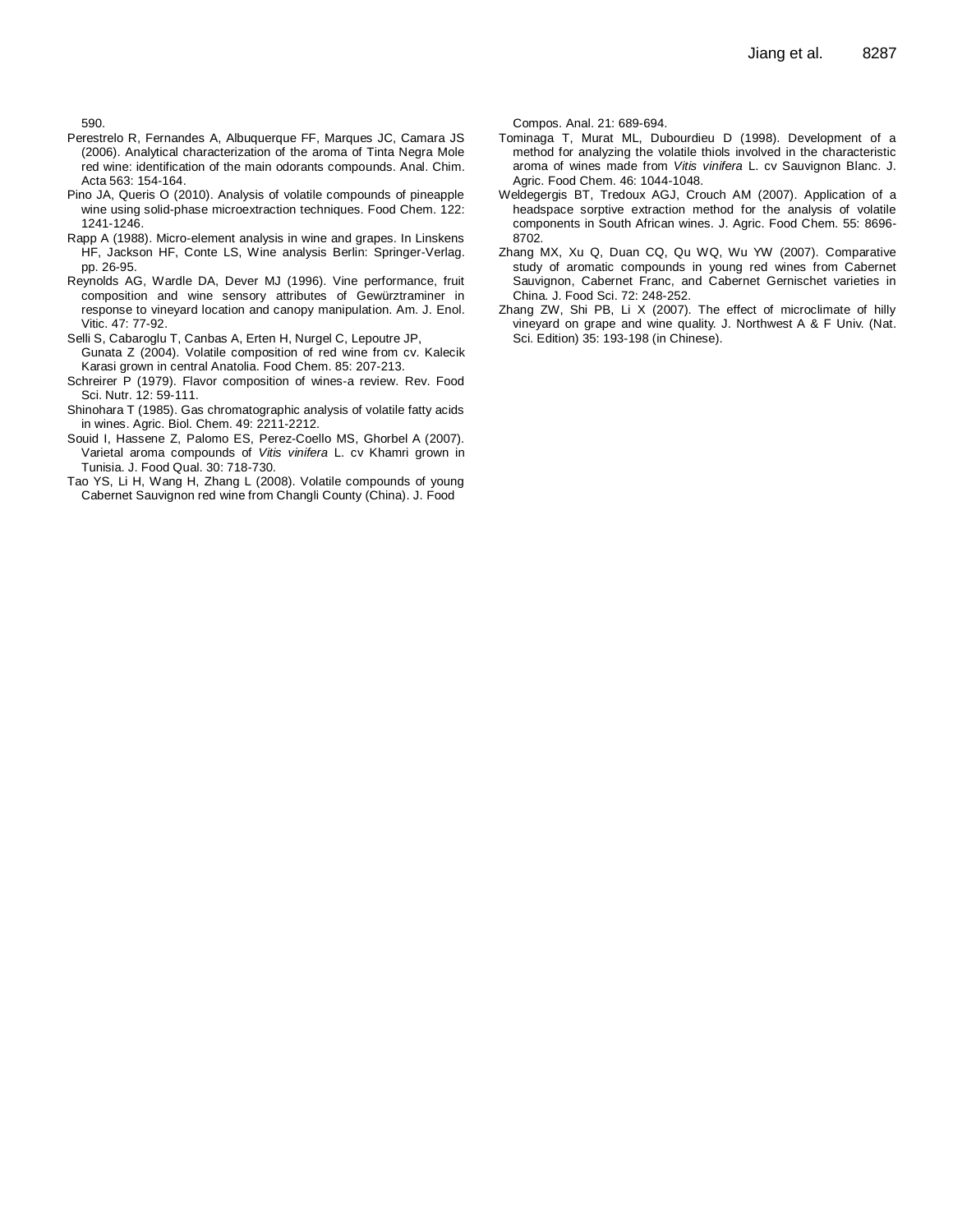590.

Perestrelo R, Fernandes A, Albuquerque FF, Marques JC, Camara JS (2006). Analytical characterization of the aroma of Tinta Negra Mole red wine: identification of the main odorants compounds. Anal. Chim. Acta 563: 154-164.

Pino JA, Queris O (2010). Analysis of volatile compounds of pineapple wine using solid-phase microextraction techniques. Food Chem. 122: 1241-1246.

Rapp A (1988). Micro-element analysis in wine and grapes. In Linskens HF, Jackson HF, Conte LS, Wine analysis Berlin: Springer-Verlag. pp. 26-95.

Reynolds AG, Wardle DA, Dever MJ (1996). Vine performance, fruit composition and wine sensory attributes of Gewürztraminer in response to vineyard location and canopy manipulation. Am. J. Enol. Vitic. 47: 77-92.

Selli S, Cabaroglu T, Canbas A, Erten H, Nurgel C, Lepoutre JP, Gunata Z (2004). Volatile composition of red wine from cv. Kalecik Karasi grown in central Anatolia. Food Chem. 85: 207-213.

Schreirer P (1979). Flavor composition of wines-a review. Rev. Food Sci. Nutr. 12: 59-111.

Shinohara T (1985). Gas chromatographic analysis of volatile fatty acids in wines. Agric. Biol. Chem. 49: 2211-2212.

Souid I, Hassene Z, Palomo ES, Perez-Coello MS, Ghorbel A (2007). Varietal aroma compounds of *Vitis vinifera* L. cv Khamri grown in Tunisia. J. Food Qual. 30: 718-730.

Tao YS, Li H, Wang H, Zhang L (2008). Volatile compounds of young Cabernet Sauvignon red wine from Changli County (China). J. Food Compos. Anal. 21: 689-694.

Tominaga T, Murat ML, Dubourdieu D (1998). Development of a method for analyzing the volatile thiols involved in the characteristic aroma of wines made from *Vitis vinifera* L. cv Sauvignon Blanc. J. Agric. Food Chem. 46: 1044-1048.

Weldegergis BT, Tredoux AGJ, Crouch AM (2007). Application of a headspace sorptive extraction method for the analysis of volatile components in South African wines. J. Agric. Food Chem. 55: 8696-8702.

Zhang MX, Xu Q, Duan CQ, Qu WQ, Wu YW (2007). Comparative study of aromatic compounds in young red wines from Cabernet Sauvignon, Cabernet Franc, and Cabernet Gernischet varieties in China. J. Food Sci. 72: 248-252.

Zhang ZW, Shi PB, Li X (2007). The effect of microclimate of hilly vineyard on grape and wine quality. J. Northwest A & F Univ. (Nat. Sci. Edition) 35: 193-198 (in Chinese).